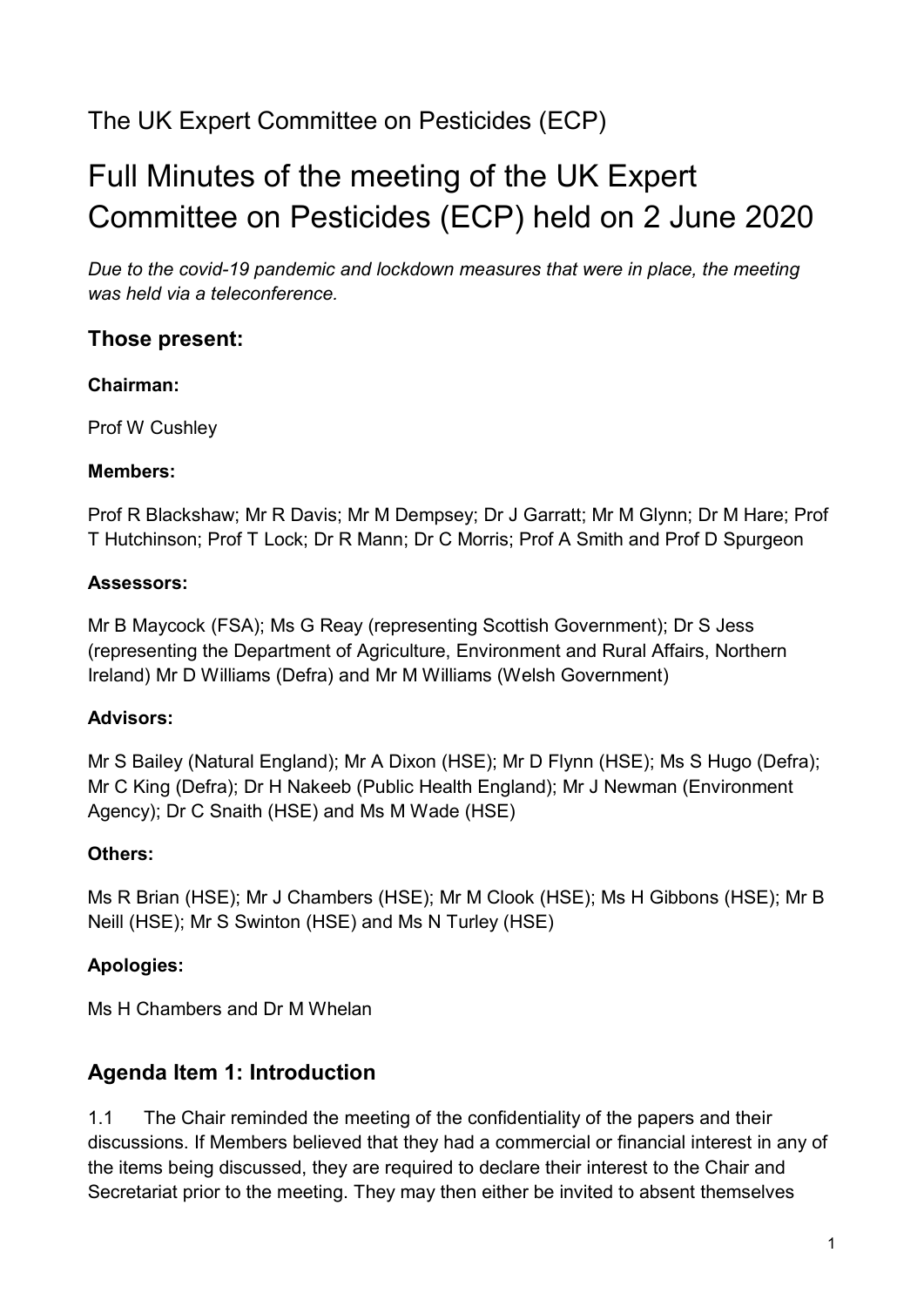The UK Expert Committee on Pesticides (ECP)

# Full Minutes of the meeting of the UK Expert Committee on Pesticides (ECP) held on 2 June 2020

*Due to the covid-19 pandemic and lockdown measures that were in place, the meeting was held via a teleconference.*

## Those present:

**Chairman:**

Prof W Cushley

**Members:**

Prof R Blackshaw; Mr R Davis; Mr M Dempsey; Dr J Garratt; Mr M Glynn; Dr M Hare; Prof T Hutchinson; Prof T Lock; Dr R Mann; Dr C Morris; Prof A Smith and Prof D Spurgeon

**Assessors:**

Mr B Maycock (FSA); Ms G Reay (representing Scottish Government); Dr S Jess (representing the Department of Agriculture, Environment and Rural Affairs, Northern Ireland) Mr D Williams (Defra) and Mr M Williams (Welsh Government)

**Advisors:**

Mr S Bailey (Natural England); Mr A Dixon (HSE); Mr D Flynn (HSE); Ms S Hugo (Defra); Mr C King (Defra); Dr H Nakeeb (Public Health England); Mr J Newman (Environment Agency); Dr C Snaith (HSE) and Ms M Wade (HSE)

**Others:**

Ms R Brian (HSE); Mr J Chambers (HSE); Mr M Clook (HSE); Ms H Gibbons (HSE); Mr B Neill (HSE); Mr S Swinton (HSE) and Ms N Turley (HSE)

**Apologies:**

Ms H Chambers and Dr M Whelan

## Agenda Item 1: Introduction

1.1 The Chair reminded the meeting of the confidentiality of the papers and their discussions. If Members believed that they had a commercial or financial interest in any of the items being discussed, they are required to declare their interest to the Chair and Secretariat prior to the meeting. They may then either be invited to absent themselves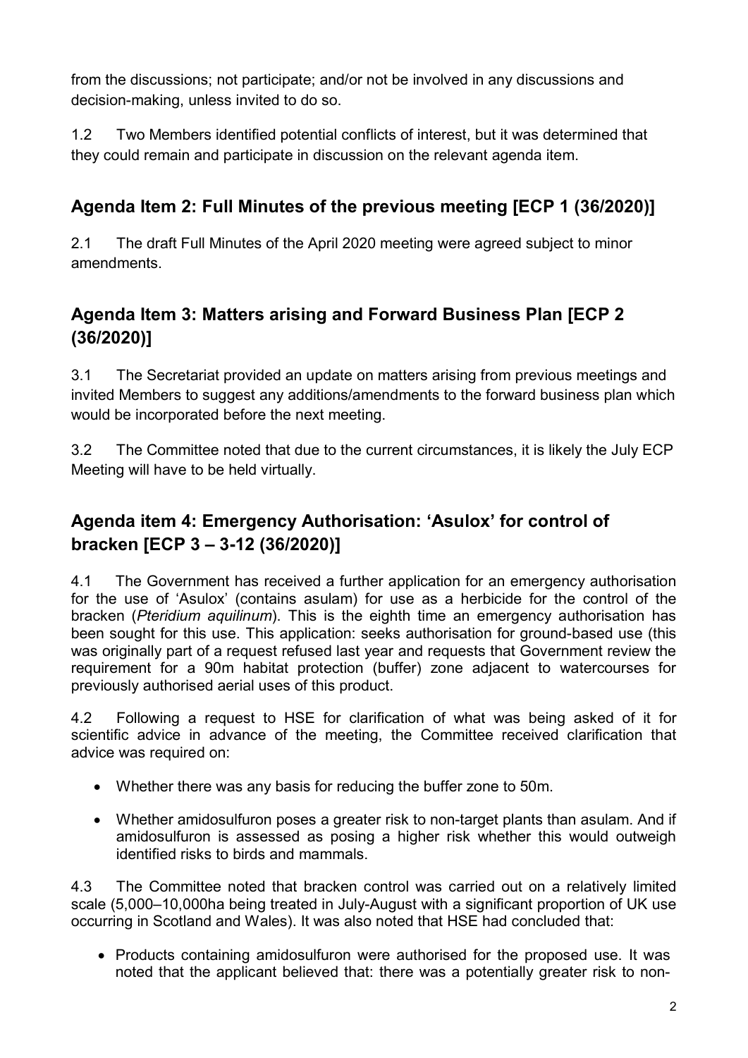from the discussions; not participate; and/or not be involved in any discussions and decision-making, unless invited to do so.

1.2 Two Members identified potential conflicts of interest, but it was determined that they could remain and participate in discussion on the relevant agenda item.

## Agenda Item 2: Full Minutes of the previous meeting [ECP 1 (36/2020)]

2.1 The draft Full Minutes of the April 2020 meeting were agreed subject to minor amendments.

## Agenda Item 3: Matters arising and Forward Business Plan [ECP 2 (36/2020)]

3.1 The Secretariat provided an update on matters arising from previous meetings and invited Members to suggest any additions/amendments to the forward business plan which would be incorporated before the next meeting.

3.2 The Committee noted that due to the current circumstances, it is likely the July ECP Meeting will have to be held virtually.

## Agenda item 4: Emergency Authorisation: 'Asulox' for control of bracken [ECP 3 – 3-12 (36/2020)]

4.1 The Government has received a further application for an emergency authorisation for the use of 'Asulox' (contains asulam) for use as a herbicide for the control of the bracken (*Pteridium aquilinum*). This is the eighth time an emergency authorisation has been sought for this use. This application: seeks authorisation for ground-based use (this was originally part of a request refused last year and requests that Government review the requirement for a 90m habitat protection (buffer) zone adjacent to watercourses for previously authorised aerial uses of this product.

4.2 Following a request to HSE for clarification of what was being asked of it for scientific advice in advance of the meeting, the Committee received clarification that advice was required on:

- Whether there was any basis for reducing the buffer zone to 50m.
- Whether amidosulfuron poses a greater risk to non-target plants than asulam. And if amidosulfuron is assessed as posing a higher risk whether this would outweigh identified risks to birds and mammals.

4.3 The Committee noted that bracken control was carried out on a relatively limited scale (5,000–10,000ha being treated in July-August with a significant proportion of UK use occurring in Scotland and Wales). It was also noted that HSE had concluded that:

- Products containing amidosulfuron were authorised for the proposed use. It was noted that the applicant believed that: there was a potentially greater risk to non-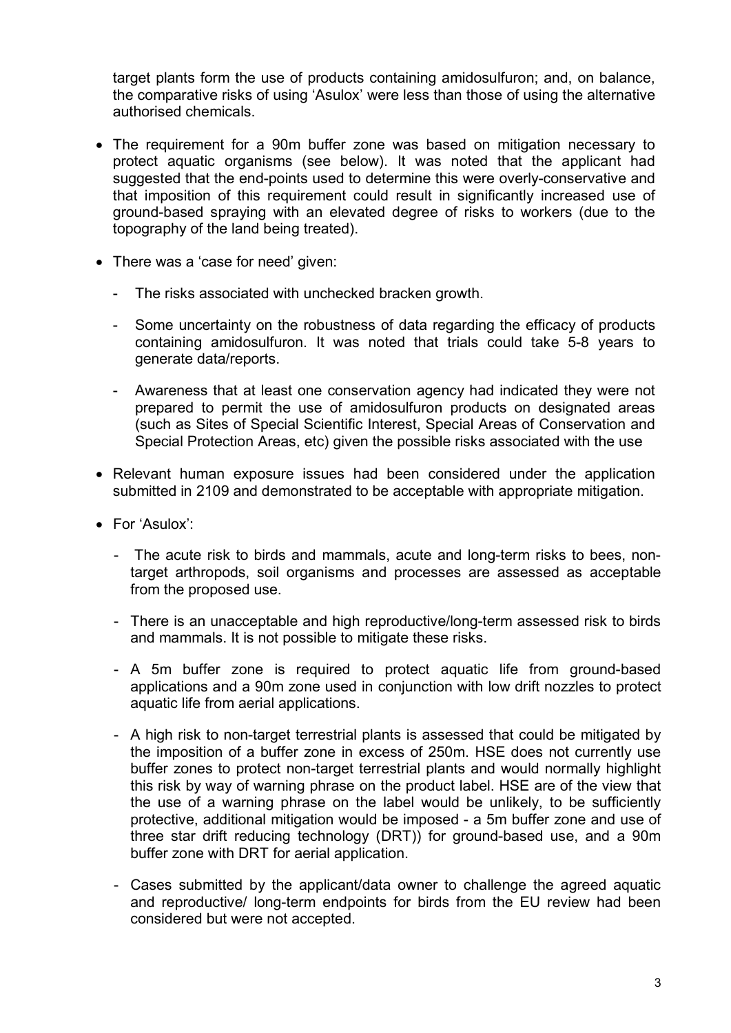target plants form the use of products containing amidosulfuron; and, on balance, the comparative risks of using 'Asulox' were less than those of using the alternative authorised chemicals.

- The requirement for a 90m buffer zone was based on mitigation necessary to protect aquatic organisms (see below). It was noted that the applicant had suggested that the end-points used to determine this were overly-conservative and that imposition of this requirement could result in significantly increased use of ground-based spraying with an elevated degree of risks to workers (due to the topography of the land being treated).
- There was a 'case for need' given:
  - The risks associated with unchecked bracken growth.
  - Some uncertainty on the robustness of data regarding the efficacy of products containing amidosulfuron. It was noted that trials could take 5-8 years to generate data/reports.
  - Awareness that at least one conservation agency had indicated they were not prepared to permit the use of amidosulfuron products on designated areas (such as Sites of Special Scientific Interest, Special Areas of Conservation and Special Protection Areas, etc) given the possible risks associated with the use
- Relevant human exposure issues had been considered under the application submitted in 2109 and demonstrated to be acceptable with appropriate mitigation.
- For 'Asulox':
  - The acute risk to birds and mammals, acute and long-term risks to bees, non-target arthropods, soil organisms and processes are assessed as acceptable from the proposed use.
  - There is an unacceptable and high reproductive/long-term assessed risk to birds and mammals. It is not possible to mitigate these risks.
  - A 5m buffer zone is required to protect aquatic life from ground-based applications and a 90m zone used in conjunction with low drift nozzles to protect aquatic life from aerial applications.
  - A high risk to non-target terrestrial plants is assessed that could be mitigated by the imposition of a buffer zone in excess of 250m. HSE does not currently use buffer zones to protect non-target terrestrial plants and would normally highlight this risk by way of warning phrase on the product label. HSE are of the view that the use of a warning phrase on the label would be unlikely, to be sufficiently protective, additional mitigation would be imposed - a 5m buffer zone and use of three star drift reducing technology (DRT)) for ground-based use, and a 90m buffer zone with DRT for aerial application.
  - Cases submitted by the applicant/data owner to challenge the agreed aquatic and reproductive/ long-term endpoints for birds from the EU review had been considered but were not accepted.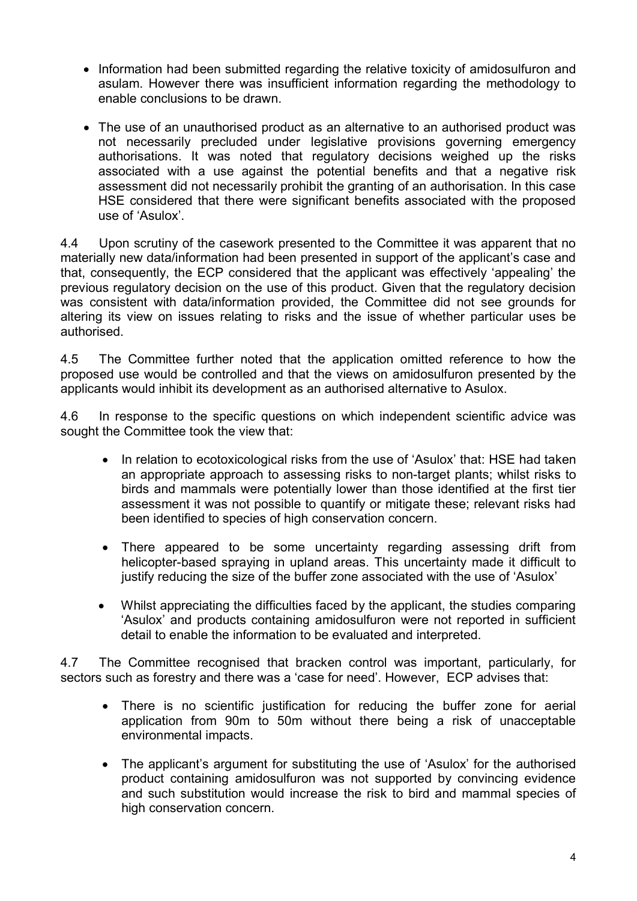- Information had been submitted regarding the relative toxicity of amidosulfuron and asulam. However there was insufficient information regarding the methodology to enable conclusions to be drawn.

- The use of an unauthorised product as an alternative to an authorised product was not necessarily precluded under legislative provisions governing emergency authorisations. It was noted that regulatory decisions weighed up the risks associated with a use against the potential benefits and that a negative risk assessment did not necessarily prohibit the granting of an authorisation. In this case HSE considered that there were significant benefits associated with the proposed use of 'Asulox'.

4.4 Upon scrutiny of the casework presented to the Committee it was apparent that no materially new data/information had been presented in support of the applicant's case and that, consequently, the ECP considered that the applicant was effectively 'appealing' the previous regulatory decision on the use of this product. Given that the regulatory decision was consistent with data/information provided, the Committee did not see grounds for altering its view on issues relating to risks and the issue of whether particular uses be authorised.

4.5 The Committee further noted that the application omitted reference to how the proposed use would be controlled and that the views on amidosulfuron presented by the applicants would inhibit its development as an authorised alternative to Asulox.

4.6 In response to the specific questions on which independent scientific advice was sought the Committee took the view that:

- In relation to ecotoxicological risks from the use of 'Asulox' that: HSE had taken an appropriate approach to assessing risks to non-target plants; whilst risks to birds and mammals were potentially lower than those identified at the first tier assessment it was not possible to quantify or mitigate these; relevant risks had been identified to species of high conservation concern.

- There appeared to be some uncertainty regarding assessing drift from helicopter-based spraying in upland areas. This uncertainty made it difficult to justify reducing the size of the buffer zone associated with the use of 'Asulox'

- Whilst appreciating the difficulties faced by the applicant, the studies comparing 'Asulox' and products containing amidosulfuron were not reported in sufficient detail to enable the information to be evaluated and interpreted.

4.7 The Committee recognised that bracken control was important, particularly, for sectors such as forestry and there was a 'case for need'. However, ECP advises that:

- There is no scientific justification for reducing the buffer zone for aerial application from 90m to 50m without there being a risk of unacceptable environmental impacts.

- The applicant's argument for substituting the use of 'Asulox' for the authorised product containing amidosulfuron was not supported by convincing evidence and such substitution would increase the risk to bird and mammal species of high conservation concern.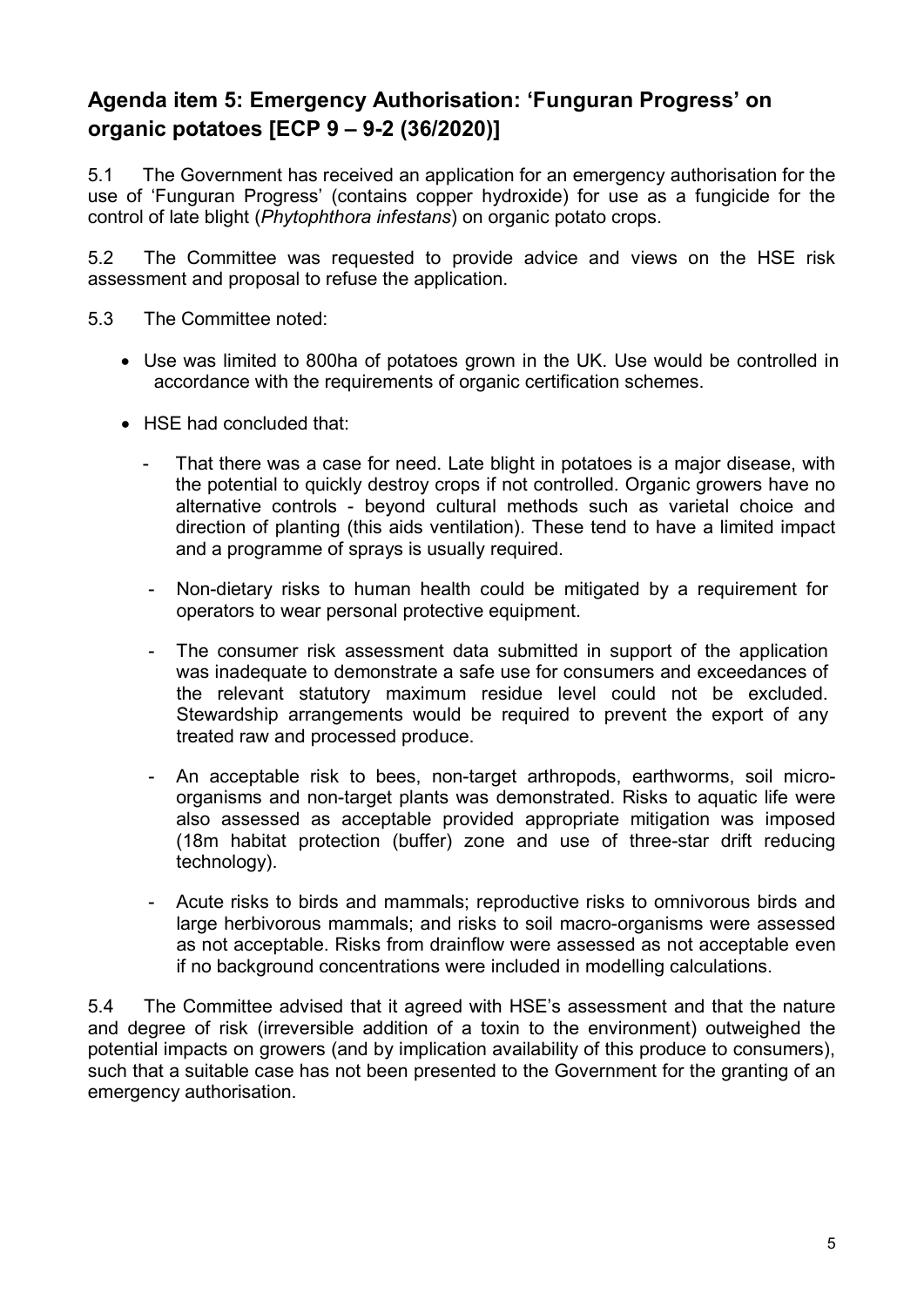## Agenda item 5: Emergency Authorisation: 'Funguran Progress' on organic potatoes [ECP 9 – 9-2 (36/2020)]

5.1 The Government has received an application for an emergency authorisation for the use of 'Funguran Progress' (contains copper hydroxide) for use as a fungicide for the control of late blight (*Phytophthora infestans*) on organic potato crops.

5.2 The Committee was requested to provide advice and views on the HSE risk assessment and proposal to refuse the application.

5.3 The Committee noted:

- Use was limited to 800ha of potatoes grown in the UK. Use would be controlled in accordance with the requirements of organic certification schemes.
- HSE had concluded that:
  - That there was a case for need. Late blight in potatoes is a major disease, with the potential to quickly destroy crops if not controlled. Organic growers have no alternative controls - beyond cultural methods such as varietal choice and direction of planting (this aids ventilation). These tend to have a limited impact and a programme of sprays is usually required.
  - Non-dietary risks to human health could be mitigated by a requirement for operators to wear personal protective equipment.
  - The consumer risk assessment data submitted in support of the application was inadequate to demonstrate a safe use for consumers and exceedances of the relevant statutory maximum residue level could not be excluded. Stewardship arrangements would be required to prevent the export of any treated raw and processed produce.
  - An acceptable risk to bees, non-target arthropods, earthworms, soil micro-organisms and non-target plants was demonstrated. Risks to aquatic life were also assessed as acceptable provided appropriate mitigation was imposed (18m habitat protection (buffer) zone and use of three-star drift reducing technology).
  - Acute risks to birds and mammals; reproductive risks to omnivorous birds and large herbivorous mammals; and risks to soil macro-organisms were assessed as not acceptable. Risks from drainflow were assessed as not acceptable even if no background concentrations were included in modelling calculations.

5.4 The Committee advised that it agreed with HSE's assessment and that the nature and degree of risk (irreversible addition of a toxin to the environment) outweighed the potential impacts on growers (and by implication availability of this produce to consumers), such that a suitable case has not been presented to the Government for the granting of an emergency authorisation.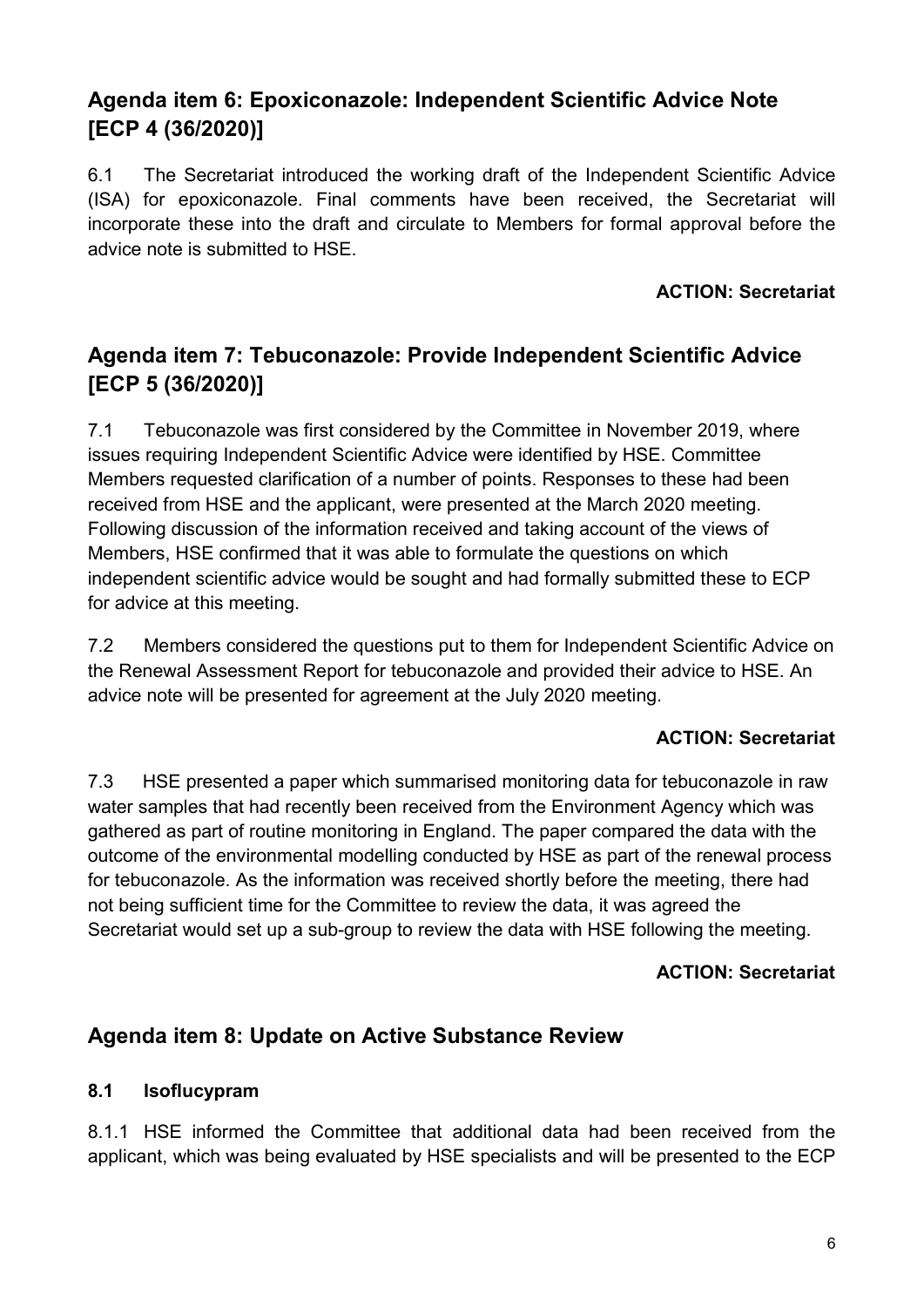## Agenda item 6: Epoxiconazole: Independent Scientific Advice Note [ECP 4 (36/2020)]

6.1 The Secretariat introduced the working draft of the Independent Scientific Advice (ISA) for epoxiconazole. Final comments have been received, the Secretariat will incorporate these into the draft and circulate to Members for formal approval before the advice note is submitted to HSE.

**ACTION: Secretariat**

## Agenda item 7: Tebuconazole: Provide Independent Scientific Advice [ECP 5 (36/2020)]

7.1 Tebuconazole was first considered by the Committee in November 2019, where issues requiring Independent Scientific Advice were identified by HSE. Committee Members requested clarification of a number of points. Responses to these had been received from HSE and the applicant, were presented at the March 2020 meeting. Following discussion of the information received and taking account of the views of Members, HSE confirmed that it was able to formulate the questions on which independent scientific advice would be sought and had formally submitted these to ECP for advice at this meeting.

7.2 Members considered the questions put to them for Independent Scientific Advice on the Renewal Assessment Report for tebuconazole and provided their advice to HSE. An advice note will be presented for agreement at the July 2020 meeting.

**ACTION: Secretariat**

7.3 HSE presented a paper which summarised monitoring data for tebuconazole in raw water samples that had recently been received from the Environment Agency which was gathered as part of routine monitoring in England. The paper compared the data with the outcome of the environmental modelling conducted by HSE as part of the renewal process for tebuconazole. As the information was received shortly before the meeting, there had not being sufficient time for the Committee to review the data, it was agreed the Secretariat would set up a sub-group to review the data with HSE following the meeting.

**ACTION: Secretariat**

## Agenda item 8: Update on Active Substance Review

### 8.1 Isoflucypram

8.1.1 HSE informed the Committee that additional data had been received from the applicant, which was being evaluated by HSE specialists and will be presented to the ECP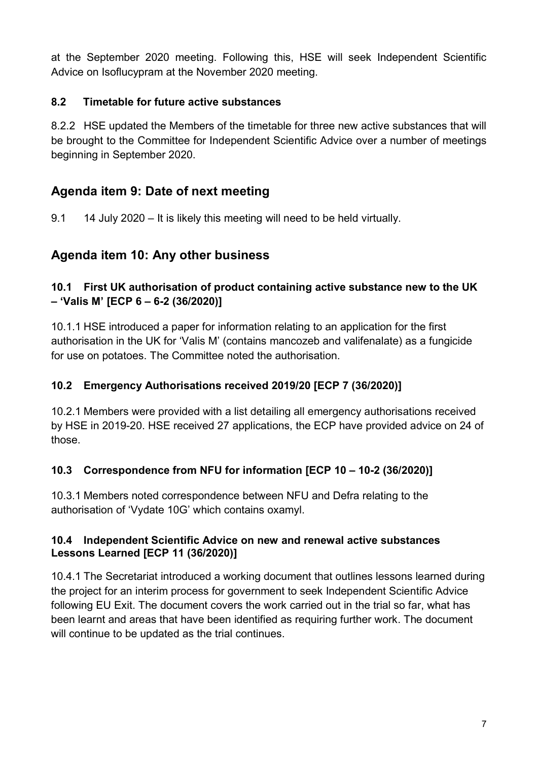at the September 2020 meeting. Following this, HSE will seek Independent Scientific Advice on Isoflucypram at the November 2020 meeting.

### 8.2 Timetable for future active substances

8.2.2 HSE updated the Members of the timetable for three new active substances that will be brought to the Committee for Independent Scientific Advice over a number of meetings beginning in September 2020.

## Agenda item 9: Date of next meeting

9.1 14 July 2020 – It is likely this meeting will need to be held virtually.

## Agenda item 10: Any other business

### 10.1 First UK authorisation of product containing active substance new to the UK – 'Valis M' [ECP 6 – 6-2 (36/2020)]

10.1.1 HSE introduced a paper for information relating to an application for the first authorisation in the UK for 'Valis M' (contains mancozeb and valifenalate) as a fungicide for use on potatoes. The Committee noted the authorisation.

### 10.2 Emergency Authorisations received 2019/20 [ECP 7 (36/2020)]

10.2.1 Members were provided with a list detailing all emergency authorisations received by HSE in 2019-20. HSE received 27 applications, the ECP have provided advice on 24 of those.

### 10.3 Correspondence from NFU for information [ECP 10 – 10-2 (36/2020)]

10.3.1 Members noted correspondence between NFU and Defra relating to the authorisation of 'Vydate 10G' which contains oxamyl.

### 10.4 Independent Scientific Advice on new and renewal active substances Lessons Learned [ECP 11 (36/2020)]

10.4.1 The Secretariat introduced a working document that outlines lessons learned during the project for an interim process for government to seek Independent Scientific Advice following EU Exit. The document covers the work carried out in the trial so far, what has been learnt and areas that have been identified as requiring further work. The document will continue to be updated as the trial continues.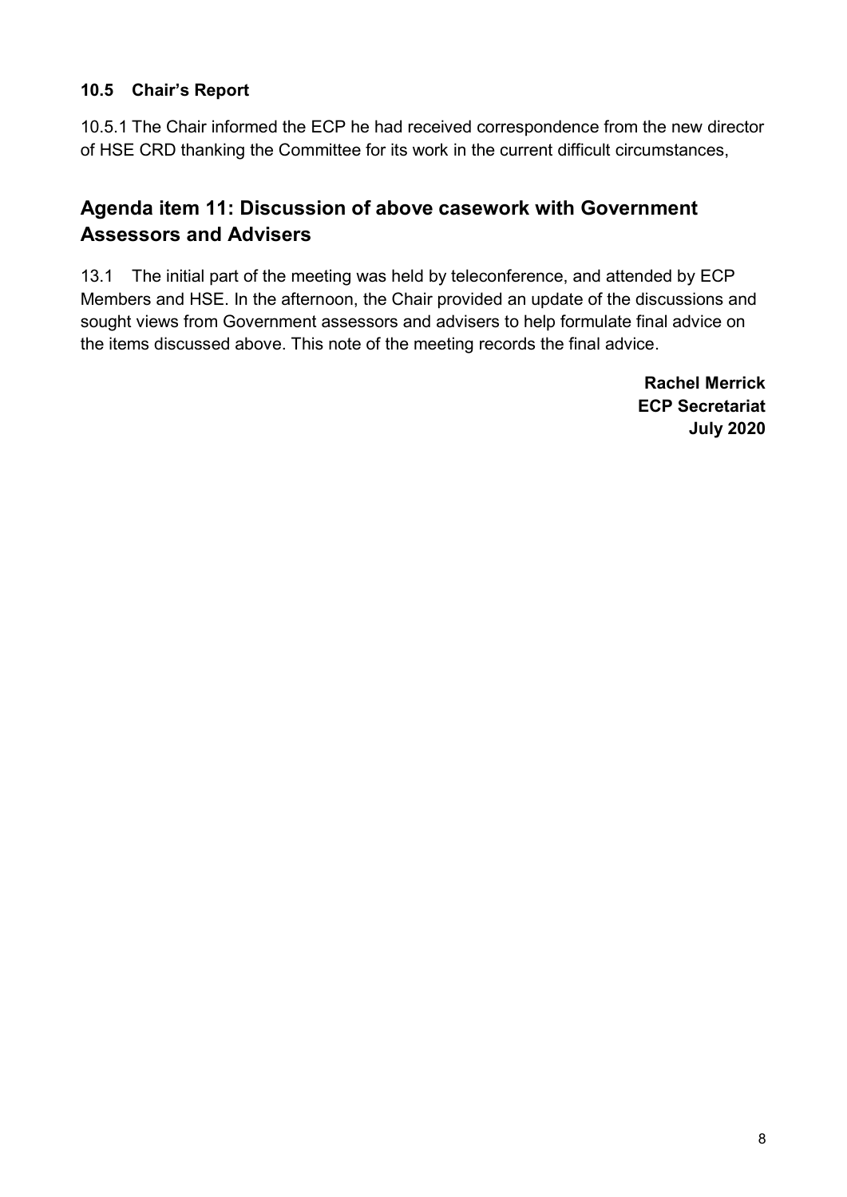### 10.5 Chair's Report

10.5.1 The Chair informed the ECP he had received correspondence from the new director of HSE CRD thanking the Committee for its work in the current difficult circumstances,

## Agenda item 11: Discussion of above casework with Government Assessors and Advisers

13.1 The initial part of the meeting was held by teleconference, and attended by ECP Members and HSE. In the afternoon, the Chair provided an update of the discussions and sought views from Government assessors and advisers to help formulate final advice on the items discussed above. This note of the meeting records the final advice.

**Rachel Merrick**
**ECP Secretariat**
**July 2020**